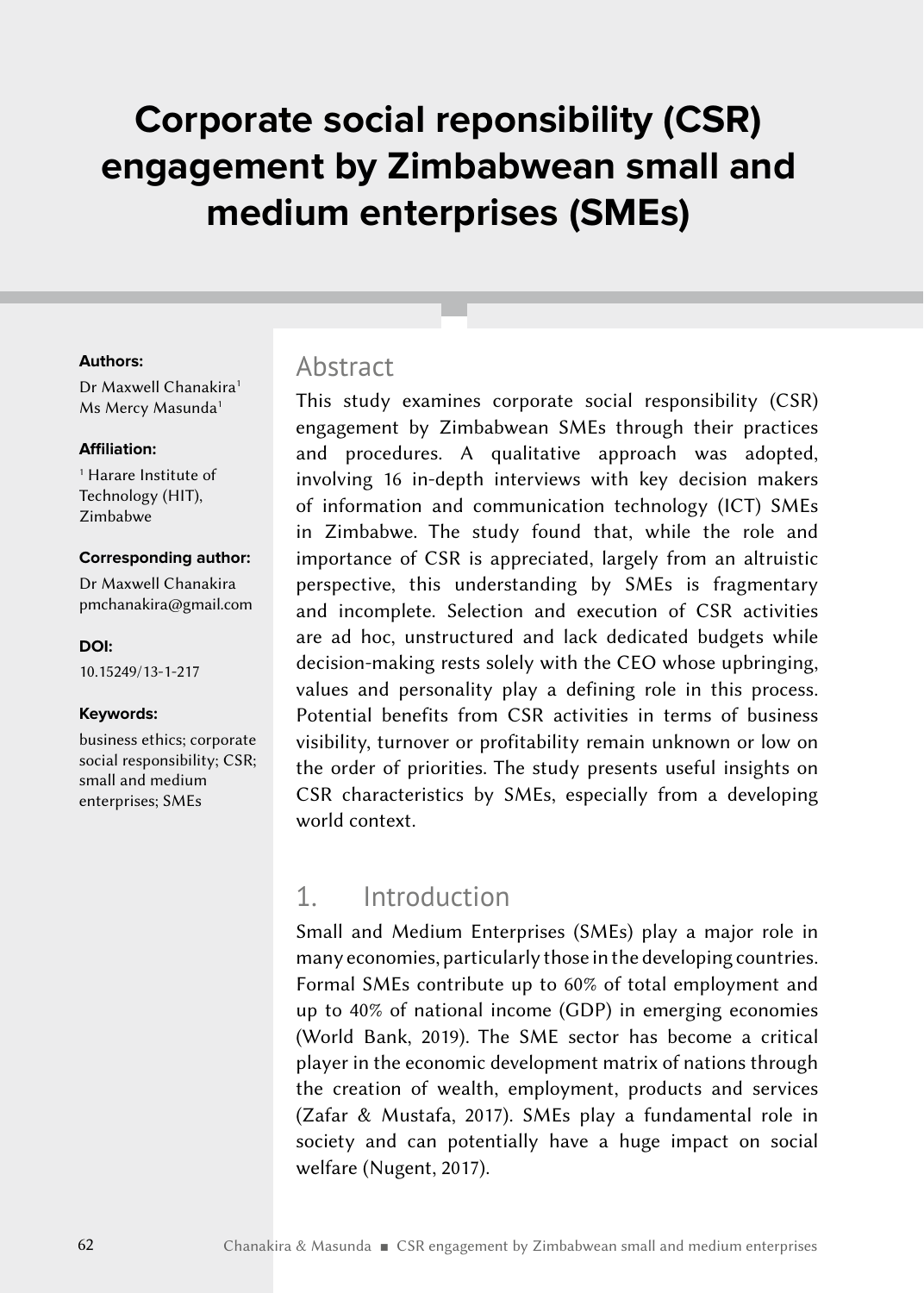# Corporate social reponsibility (CSR) engagement by Zimbabwean small and medium enterprises (SMEs)

**Authors:**

Dr Maxwell Chanakira[1]
Ms Mercy Masunda[1]

**Affiliation:**

[1] Harare Institute of Technology (HIT), Zimbabwe

**Corresponding author:**

Dr Maxwell Chanakira
pmchanakira@gmail.com

**DOI:**

10.15249/13-1-217

**Keywords:**

business ethics; corporate social responsibility; CSR; small and medium enterprises; SMEs

## Abstract

This study examines corporate social responsibility (CSR) engagement by Zimbabwean SMEs through their practices and procedures. A qualitative approach was adopted, involving 16 in-depth interviews with key decision makers of information and communication technology (ICT) SMEs in Zimbabwe. The study found that, while the role and importance of CSR is appreciated, largely from an altruistic perspective, this understanding by SMEs is fragmentary and incomplete. Selection and execution of CSR activities are ad hoc, unstructured and lack dedicated budgets while decision-making rests solely with the CEO whose upbringing, values and personality play a defining role in this process. Potential benefits from CSR activities in terms of business visibility, turnover or profitability remain unknown or low on the order of priorities. The study presents useful insights on CSR characteristics by SMEs, especially from a developing world context.

## 1. Introduction

Small and Medium Enterprises (SMEs) play a major role in many economies, particularly those in the developing countries. Formal SMEs contribute up to 60% of total employment and up to 40% of national income (GDP) in emerging economies (World Bank, 2019). The SME sector has become a critical player in the economic development matrix of nations through the creation of wealth, employment, products and services (Zafar & Mustafa, 2017). SMEs play a fundamental role in society and can potentially have a huge impact on social welfare (Nugent, 2017).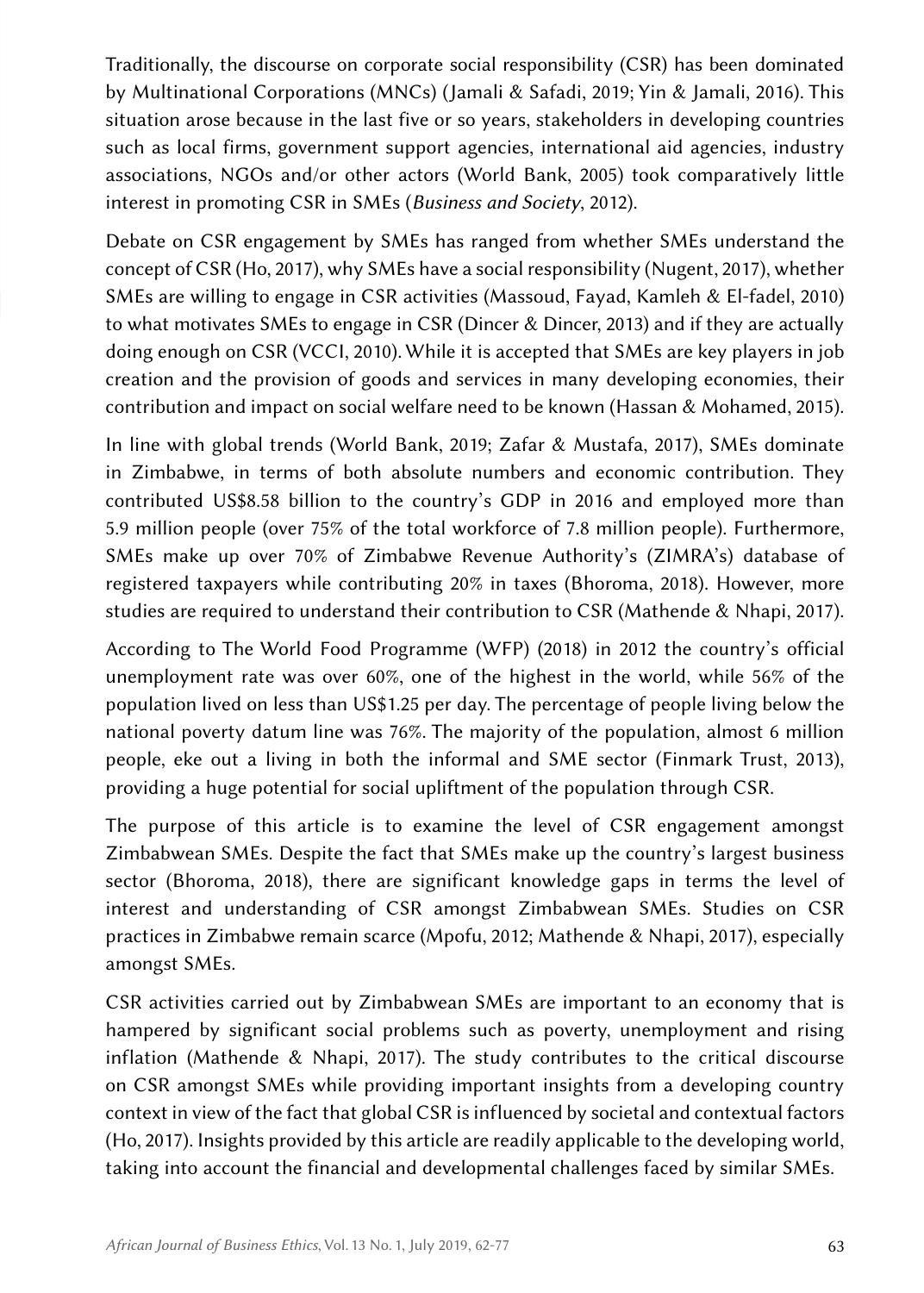Traditionally, the discourse on corporate social responsibility (CSR) has been dominated by Multinational Corporations (MNCs) (Jamali & Safadi, 2019; Yin & Jamali, 2016). This situation arose because in the last five or so years, stakeholders in developing countries such as local firms, government support agencies, international aid agencies, industry associations, NGOs and/or other actors (World Bank, 2005) took comparatively little interest in promoting CSR in SMEs (*Business and Society*, 2012).

Debate on CSR engagement by SMEs has ranged from whether SMEs understand the concept of CSR (Ho, 2017), why SMEs have a social responsibility (Nugent, 2017), whether SMEs are willing to engage in CSR activities (Massoud, Fayad, Kamleh & El-fadel, 2010) to what motivates SMEs to engage in CSR (Dincer & Dincer, 2013) and if they are actually doing enough on CSR (VCCI, 2010). While it is accepted that SMEs are key players in job creation and the provision of goods and services in many developing economies, their contribution and impact on social welfare need to be known (Hassan & Mohamed, 2015).

In line with global trends (World Bank, 2019; Zafar & Mustafa, 2017), SMEs dominate in Zimbabwe, in terms of both absolute numbers and economic contribution. They contributed US$8.58 billion to the country's GDP in 2016 and employed more than 5.9 million people (over 75% of the total workforce of 7.8 million people). Furthermore, SMEs make up over 70% of Zimbabwe Revenue Authority's (ZIMRA's) database of registered taxpayers while contributing 20% in taxes (Bhoroma, 2018). However, more studies are required to understand their contribution to CSR (Mathende & Nhapi, 2017).

According to The World Food Programme (WFP) (2018) in 2012 the country's official unemployment rate was over 60%, one of the highest in the world, while 56% of the population lived on less than US$1.25 per day. The percentage of people living below the national poverty datum line was 76%. The majority of the population, almost 6 million people, eke out a living in both the informal and SME sector (Finmark Trust, 2013), providing a huge potential for social upliftment of the population through CSR.

The purpose of this article is to examine the level of CSR engagement amongst Zimbabwean SMEs. Despite the fact that SMEs make up the country's largest business sector (Bhoroma, 2018), there are significant knowledge gaps in terms the level of interest and understanding of CSR amongst Zimbabwean SMEs. Studies on CSR practices in Zimbabwe remain scarce (Mpofu, 2012; Mathende & Nhapi, 2017), especially amongst SMEs.

CSR activities carried out by Zimbabwean SMEs are important to an economy that is hampered by significant social problems such as poverty, unemployment and rising inflation (Mathende & Nhapi, 2017). The study contributes to the critical discourse on CSR amongst SMEs while providing important insights from a developing country context in view of the fact that global CSR is influenced by societal and contextual factors (Ho, 2017). Insights provided by this article are readily applicable to the developing world, taking into account the financial and developmental challenges faced by similar SMEs.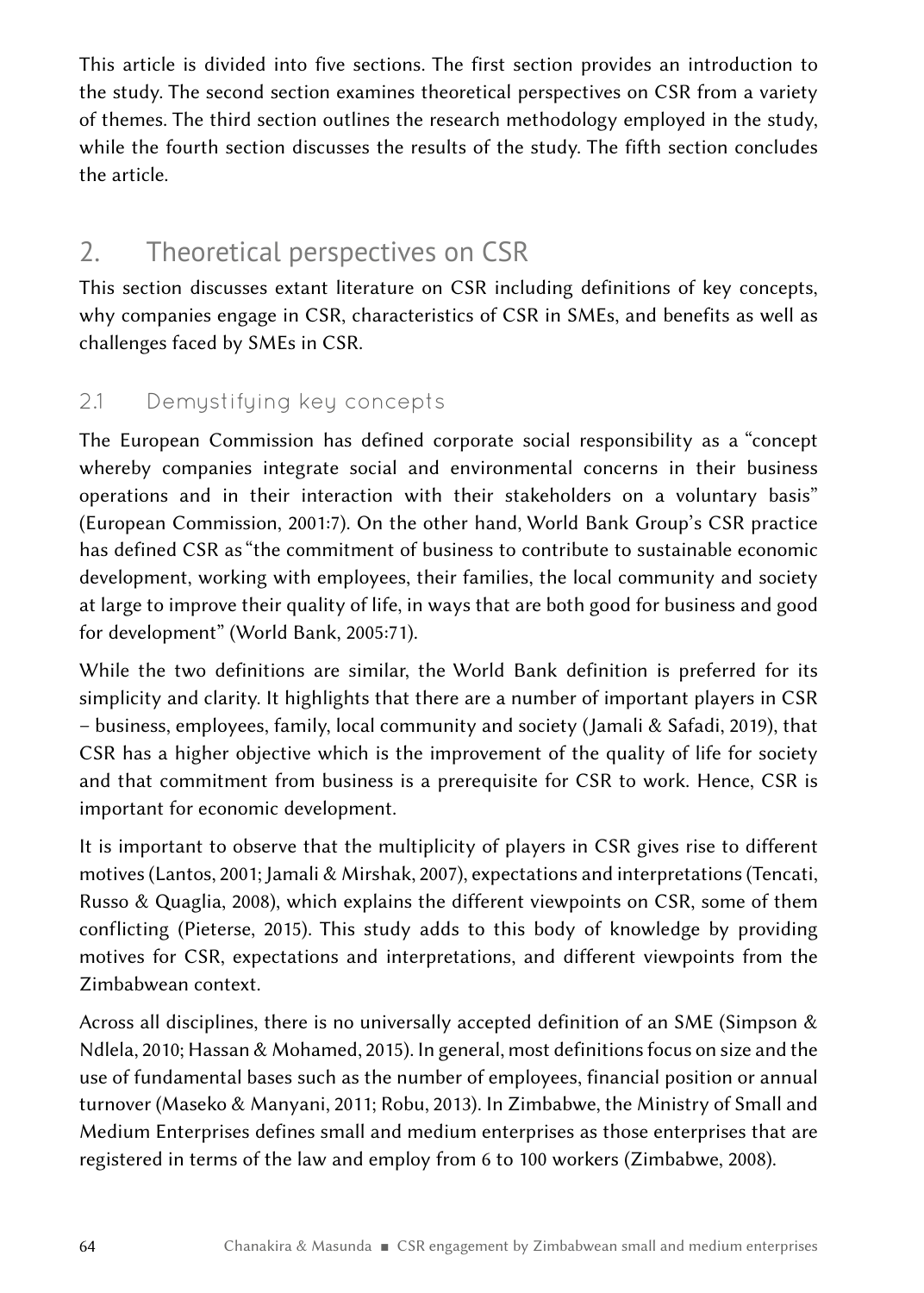This article is divided into five sections. The first section provides an introduction to the study. The second section examines theoretical perspectives on CSR from a variety of themes. The third section outlines the research methodology employed in the study, while the fourth section discusses the results of the study. The fifth section concludes the article.

## 2. Theoretical perspectives on CSR

This section discusses extant literature on CSR including definitions of key concepts, why companies engage in CSR, characteristics of CSR in SMEs, and benefits as well as challenges faced by SMEs in CSR.

### 2.1 Demystifying key concepts

The European Commission has defined corporate social responsibility as a "concept whereby companies integrate social and environmental concerns in their business operations and in their interaction with their stakeholders on a voluntary basis" (European Commission, 2001:7). On the other hand, World Bank Group's CSR practice has defined CSR as "the commitment of business to contribute to sustainable economic development, working with employees, their families, the local community and society at large to improve their quality of life, in ways that are both good for business and good for development" (World Bank, 2005:71).

While the two definitions are similar, the World Bank definition is preferred for its simplicity and clarity. It highlights that there are a number of important players in CSR – business, employees, family, local community and society (Jamali & Safadi, 2019), that CSR has a higher objective which is the improvement of the quality of life for society and that commitment from business is a prerequisite for CSR to work. Hence, CSR is important for economic development.

It is important to observe that the multiplicity of players in CSR gives rise to different motives (Lantos, 2001; Jamali & Mirshak, 2007), expectations and interpretations (Tencati, Russo & Quaglia, 2008), which explains the different viewpoints on CSR, some of them conflicting (Pieterse, 2015). This study adds to this body of knowledge by providing motives for CSR, expectations and interpretations, and different viewpoints from the Zimbabwean context.

Across all disciplines, there is no universally accepted definition of an SME (Simpson & Ndlela, 2010; Hassan & Mohamed, 2015). In general, most definitions focus on size and the use of fundamental bases such as the number of employees, financial position or annual turnover (Maseko & Manyani, 2011; Robu, 2013). In Zimbabwe, the Ministry of Small and Medium Enterprises defines small and medium enterprises as those enterprises that are registered in terms of the law and employ from 6 to 100 workers (Zimbabwe, 2008).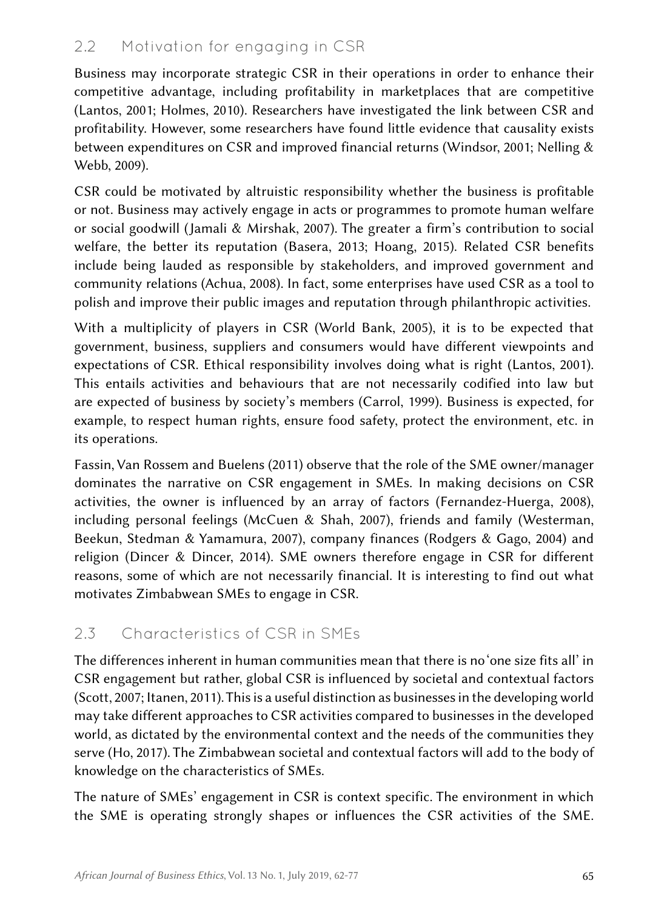## 2.2 Motivation for engaging in CSR

Business may incorporate strategic CSR in their operations in order to enhance their competitive advantage, including profitability in marketplaces that are competitive (Lantos, 2001; Holmes, 2010). Researchers have investigated the link between CSR and profitability. However, some researchers have found little evidence that causality exists between expenditures on CSR and improved financial returns (Windsor, 2001; Nelling & Webb, 2009).

CSR could be motivated by altruistic responsibility whether the business is profitable or not. Business may actively engage in acts or programmes to promote human welfare or social goodwill (Jamali & Mirshak, 2007). The greater a firm's contribution to social welfare, the better its reputation (Basera, 2013; Hoang, 2015). Related CSR benefits include being lauded as responsible by stakeholders, and improved government and community relations (Achua, 2008). In fact, some enterprises have used CSR as a tool to polish and improve their public images and reputation through philanthropic activities.

With a multiplicity of players in CSR (World Bank, 2005), it is to be expected that government, business, suppliers and consumers would have different viewpoints and expectations of CSR. Ethical responsibility involves doing what is right (Lantos, 2001). This entails activities and behaviours that are not necessarily codified into law but are expected of business by society's members (Carrol, 1999). Business is expected, for example, to respect human rights, ensure food safety, protect the environment, etc. in its operations.

Fassin, Van Rossem and Buelens (2011) observe that the role of the SME owner/manager dominates the narrative on CSR engagement in SMEs. In making decisions on CSR activities, the owner is influenced by an array of factors (Fernandez-Huerga, 2008), including personal feelings (McCuen & Shah, 2007), friends and family (Westerman, Beekun, Stedman & Yamamura, 2007), company finances (Rodgers & Gago, 2004) and religion (Dincer & Dincer, 2014). SME owners therefore engage in CSR for different reasons, some of which are not necessarily financial. It is interesting to find out what motivates Zimbabwean SMEs to engage in CSR.

## 2.3 Characteristics of CSR in SMEs

The differences inherent in human communities mean that there is no 'one size fits all' in CSR engagement but rather, global CSR is influenced by societal and contextual factors (Scott, 2007; Itanen, 2011). This is a useful distinction as businesses in the developing world may take different approaches to CSR activities compared to businesses in the developed world, as dictated by the environmental context and the needs of the communities they serve (Ho, 2017). The Zimbabwean societal and contextual factors will add to the body of knowledge on the characteristics of SMEs.

The nature of SMEs' engagement in CSR is context specific. The environment in which the SME is operating strongly shapes or influences the CSR activities of the SME.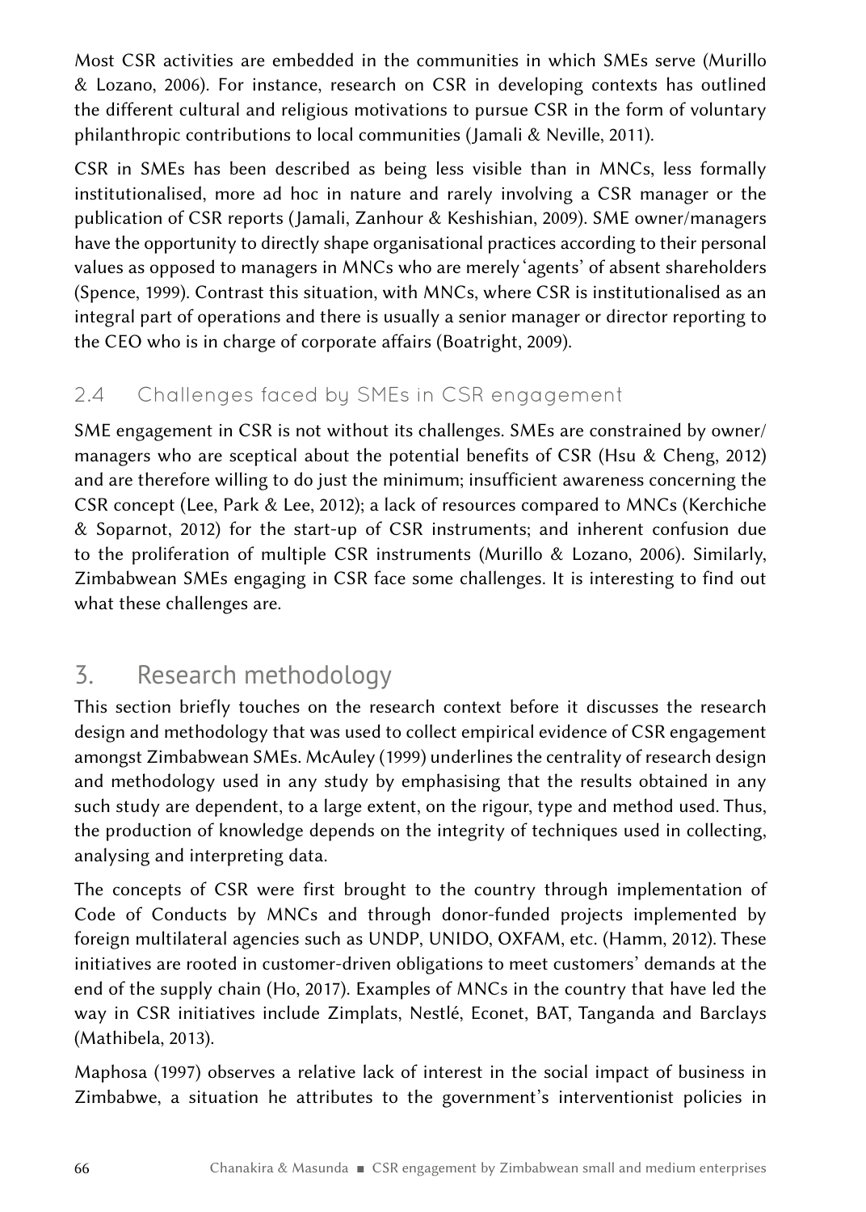Most CSR activities are embedded in the communities in which SMEs serve (Murillo & Lozano, 2006). For instance, research on CSR in developing contexts has outlined the different cultural and religious motivations to pursue CSR in the form of voluntary philanthropic contributions to local communities (Jamali & Neville, 2011).

CSR in SMEs has been described as being less visible than in MNCs, less formally institutionalised, more ad hoc in nature and rarely involving a CSR manager or the publication of CSR reports (Jamali, Zanhour & Keshishian, 2009). SME owner/managers have the opportunity to directly shape organisational practices according to their personal values as opposed to managers in MNCs who are merely 'agents' of absent shareholders (Spence, 1999). Contrast this situation, with MNCs, where CSR is institutionalised as an integral part of operations and there is usually a senior manager or director reporting to the CEO who is in charge of corporate affairs (Boatright, 2009).

### 2.4 Challenges faced by SMEs in CSR engagement

SME engagement in CSR is not without its challenges. SMEs are constrained by owner/managers who are sceptical about the potential benefits of CSR (Hsu & Cheng, 2012) and are therefore willing to do just the minimum; insufficient awareness concerning the CSR concept (Lee, Park & Lee, 2012); a lack of resources compared to MNCs (Kerchiche & Soparnot, 2012) for the start-up of CSR instruments; and inherent confusion due to the proliferation of multiple CSR instruments (Murillo & Lozano, 2006). Similarly, Zimbabwean SMEs engaging in CSR face some challenges. It is interesting to find out what these challenges are.

## 3. Research methodology

This section briefly touches on the research context before it discusses the research design and methodology that was used to collect empirical evidence of CSR engagement amongst Zimbabwean SMEs. McAuley (1999) underlines the centrality of research design and methodology used in any study by emphasising that the results obtained in any such study are dependent, to a large extent, on the rigour, type and method used. Thus, the production of knowledge depends on the integrity of techniques used in collecting, analysing and interpreting data.

The concepts of CSR were first brought to the country through implementation of Code of Conducts by MNCs and through donor-funded projects implemented by foreign multilateral agencies such as UNDP, UNIDO, OXFAM, etc. (Hamm, 2012). These initiatives are rooted in customer-driven obligations to meet customers' demands at the end of the supply chain (Ho, 2017). Examples of MNCs in the country that have led the way in CSR initiatives include Zimplats, Nestlé, Econet, BAT, Tanganda and Barclays (Mathibela, 2013).

Maphosa (1997) observes a relative lack of interest in the social impact of business in Zimbabwe, a situation he attributes to the government's interventionist policies in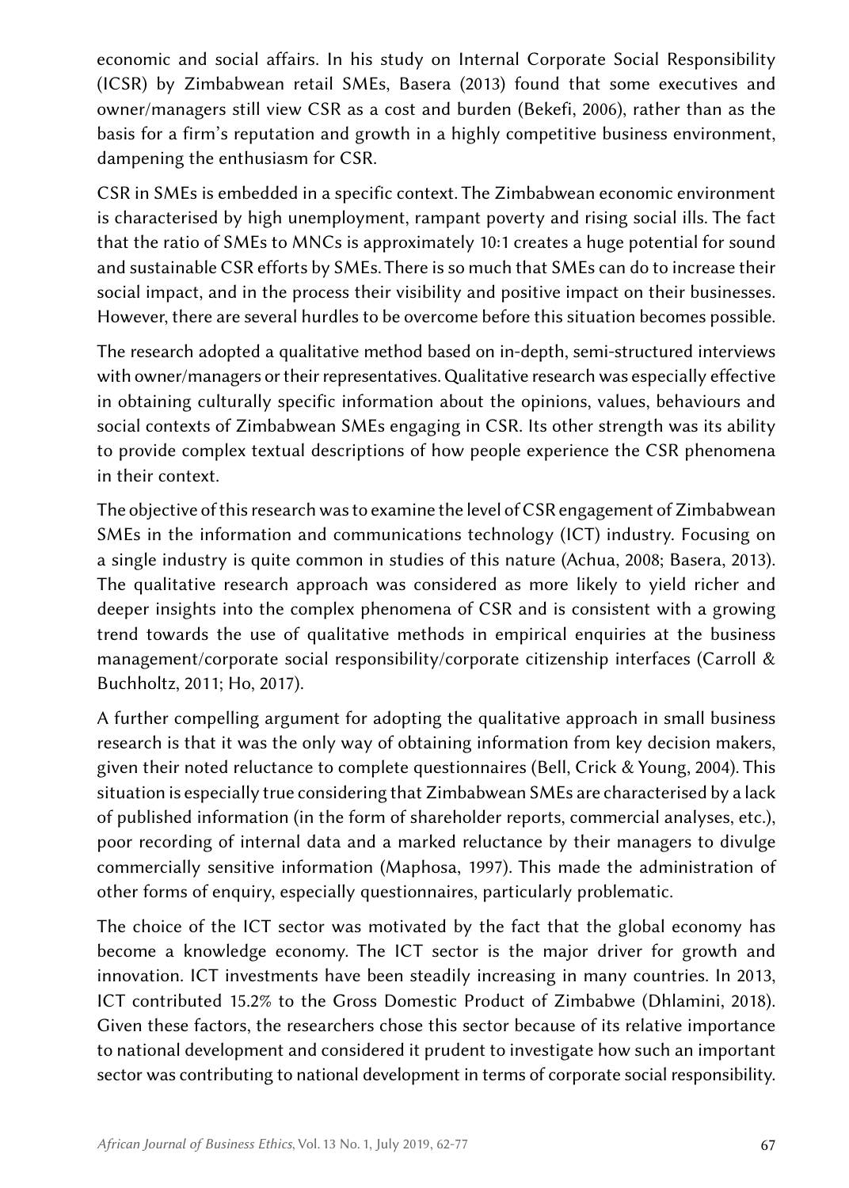economic and social affairs. In his study on Internal Corporate Social Responsibility (ICSR) by Zimbabwean retail SMEs, Basera (2013) found that some executives and owner/managers still view CSR as a cost and burden (Bekefi, 2006), rather than as the basis for a firm's reputation and growth in a highly competitive business environment, dampening the enthusiasm for CSR.

CSR in SMEs is embedded in a specific context. The Zimbabwean economic environment is characterised by high unemployment, rampant poverty and rising social ills. The fact that the ratio of SMEs to MNCs is approximately 10:1 creates a huge potential for sound and sustainable CSR efforts by SMEs. There is so much that SMEs can do to increase their social impact, and in the process their visibility and positive impact on their businesses. However, there are several hurdles to be overcome before this situation becomes possible.

The research adopted a qualitative method based on in-depth, semi-structured interviews with owner/managers or their representatives. Qualitative research was especially effective in obtaining culturally specific information about the opinions, values, behaviours and social contexts of Zimbabwean SMEs engaging in CSR. Its other strength was its ability to provide complex textual descriptions of how people experience the CSR phenomena in their context.

The objective of this research was to examine the level of CSR engagement of Zimbabwean SMEs in the information and communications technology (ICT) industry. Focusing on a single industry is quite common in studies of this nature (Achua, 2008; Basera, 2013). The qualitative research approach was considered as more likely to yield richer and deeper insights into the complex phenomena of CSR and is consistent with a growing trend towards the use of qualitative methods in empirical enquiries at the business management/corporate social responsibility/corporate citizenship interfaces (Carroll & Buchholtz, 2011; Ho, 2017).

A further compelling argument for adopting the qualitative approach in small business research is that it was the only way of obtaining information from key decision makers, given their noted reluctance to complete questionnaires (Bell, Crick & Young, 2004). This situation is especially true considering that Zimbabwean SMEs are characterised by a lack of published information (in the form of shareholder reports, commercial analyses, etc.), poor recording of internal data and a marked reluctance by their managers to divulge commercially sensitive information (Maphosa, 1997). This made the administration of other forms of enquiry, especially questionnaires, particularly problematic.

The choice of the ICT sector was motivated by the fact that the global economy has become a knowledge economy. The ICT sector is the major driver for growth and innovation. ICT investments have been steadily increasing in many countries. In 2013, ICT contributed 15.2% to the Gross Domestic Product of Zimbabwe (Dhlamini, 2018). Given these factors, the researchers chose this sector because of its relative importance to national development and considered it prudent to investigate how such an important sector was contributing to national development in terms of corporate social responsibility.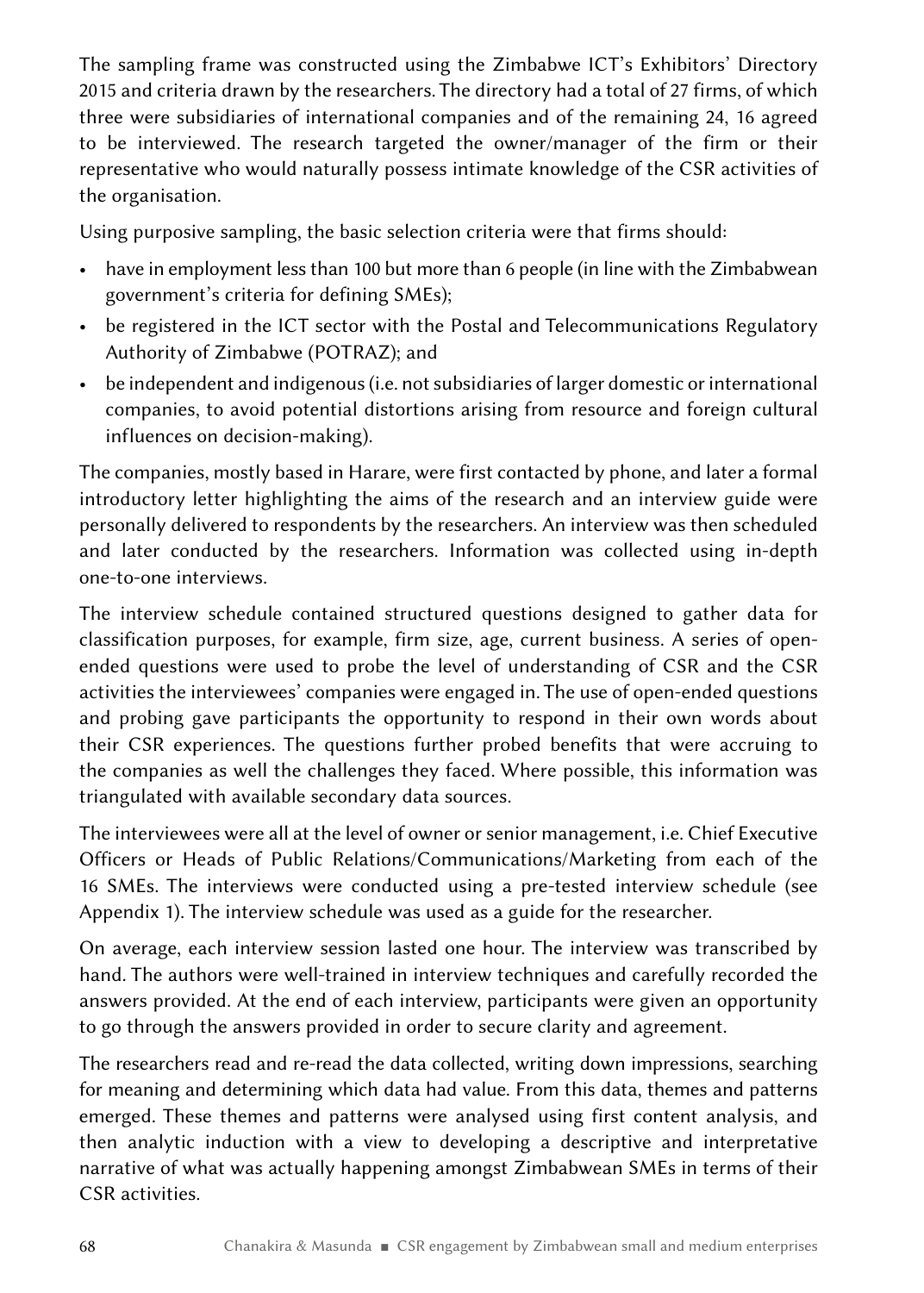The sampling frame was constructed using the Zimbabwe ICT's Exhibitors' Directory 2015 and criteria drawn by the researchers. The directory had a total of 27 firms, of which three were subsidiaries of international companies and of the remaining 24, 16 agreed to be interviewed. The research targeted the owner/manager of the firm or their representative who would naturally possess intimate knowledge of the CSR activities of the organisation.

Using purposive sampling, the basic selection criteria were that firms should:

- have in employment less than 100 but more than 6 people (in line with the Zimbabwean government's criteria for defining SMEs);
- be registered in the ICT sector with the Postal and Telecommunications Regulatory Authority of Zimbabwe (POTRAZ); and
- be independent and indigenous (i.e. not subsidiaries of larger domestic or international companies, to avoid potential distortions arising from resource and foreign cultural influences on decision-making).

The companies, mostly based in Harare, were first contacted by phone, and later a formal introductory letter highlighting the aims of the research and an interview guide were personally delivered to respondents by the researchers. An interview was then scheduled and later conducted by the researchers. Information was collected using in-depth one-to-one interviews.

The interview schedule contained structured questions designed to gather data for classification purposes, for example, firm size, age, current business. A series of open-ended questions were used to probe the level of understanding of CSR and the CSR activities the interviewees' companies were engaged in. The use of open-ended questions and probing gave participants the opportunity to respond in their own words about their CSR experiences. The questions further probed benefits that were accruing to the companies as well the challenges they faced. Where possible, this information was triangulated with available secondary data sources.

The interviewees were all at the level of owner or senior management, i.e. Chief Executive Officers or Heads of Public Relations/Communications/Marketing from each of the 16 SMEs. The interviews were conducted using a pre-tested interview schedule (see Appendix 1). The interview schedule was used as a guide for the researcher.

On average, each interview session lasted one hour. The interview was transcribed by hand. The authors were well-trained in interview techniques and carefully recorded the answers provided. At the end of each interview, participants were given an opportunity to go through the answers provided in order to secure clarity and agreement.

The researchers read and re-read the data collected, writing down impressions, searching for meaning and determining which data had value. From this data, themes and patterns emerged. These themes and patterns were analysed using first content analysis, and then analytic induction with a view to developing a descriptive and interpretative narrative of what was actually happening amongst Zimbabwean SMEs in terms of their CSR activities.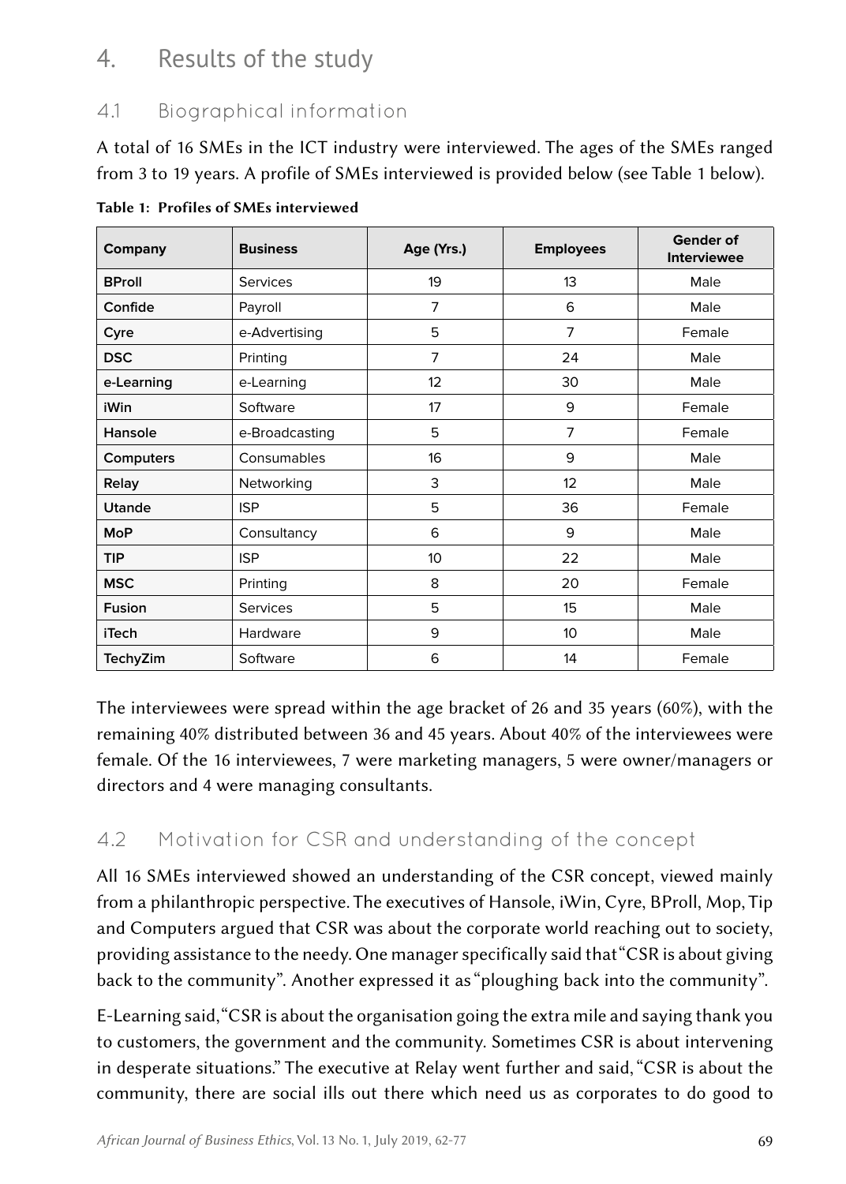## 4. Results of the study

### 4.1 Biographical information

A total of 16 SMEs in the ICT industry were interviewed. The ages of the SMEs ranged from 3 to 19 years. A profile of SMEs interviewed is provided below (see Table 1 below).

**Table 1: Profiles of SMEs interviewed**

| Company | Business | Age (Yrs.) | Employees | Gender of Interviewee |
|---|---|---|---|---|
| **BProll** | Services | 19 | 13 | Male |
| **Confide** | Payroll | 7 | 6 | Male |
| **Cyre** | e-Advertising | 5 | 7 | Female |
| **DSC** | Printing | 7 | 24 | Male |
| **e-Learning** | e-Learning | 12 | 30 | Male |
| **iWin** | Software | 17 | 9 | Female |
| **Hansole** | e-Broadcasting | 5 | 7 | Female |
| **Computers** | Consumables | 16 | 9 | Male |
| **Relay** | Networking | 3 | 12 | Male |
| **Utande** | ISP | 5 | 36 | Female |
| **MoP** | Consultancy | 6 | 9 | Male |
| **TIP** | ISP | 10 | 22 | Male |
| **MSC** | Printing | 8 | 20 | Female |
| **Fusion** | Services | 5 | 15 | Male |
| **iTech** | Hardware | 9 | 10 | Male |
| **TechyZim** | Software | 6 | 14 | Female |

The interviewees were spread within the age bracket of 26 and 35 years (60%), with the remaining 40% distributed between 36 and 45 years. About 40% of the interviewees were female. Of the 16 interviewees, 7 were marketing managers, 5 were owner/managers or directors and 4 were managing consultants.

### 4.2 Motivation for CSR and understanding of the concept

All 16 SMEs interviewed showed an understanding of the CSR concept, viewed mainly from a philanthropic perspective. The executives of Hansole, iWin, Cyre, BProll, Mop, Tip and Computers argued that CSR was about the corporate world reaching out to society, providing assistance to the needy. One manager specifically said that "CSR is about giving back to the community". Another expressed it as "ploughing back into the community".

E-Learning said, "CSR is about the organisation going the extra mile and saying thank you to customers, the government and the community. Sometimes CSR is about intervening in desperate situations." The executive at Relay went further and said, "CSR is about the community, there are social ills out there which need us as corporates to do good to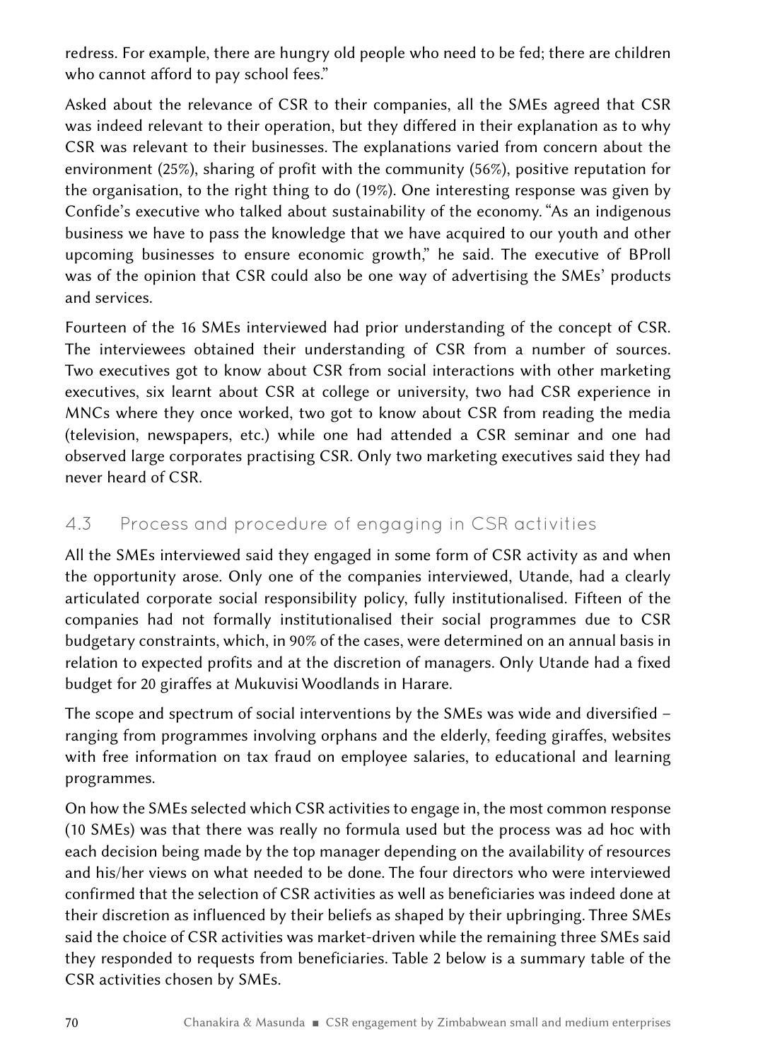redress. For example, there are hungry old people who need to be fed; there are children who cannot afford to pay school fees."

Asked about the relevance of CSR to their companies, all the SMEs agreed that CSR was indeed relevant to their operation, but they differed in their explanation as to why CSR was relevant to their businesses. The explanations varied from concern about the environment (25%), sharing of profit with the community (56%), positive reputation for the organisation, to the right thing to do (19%). One interesting response was given by Confide's executive who talked about sustainability of the economy. "As an indigenous business we have to pass the knowledge that we have acquired to our youth and other upcoming businesses to ensure economic growth," he said. The executive of BProll was of the opinion that CSR could also be one way of advertising the SMEs' products and services.

Fourteen of the 16 SMEs interviewed had prior understanding of the concept of CSR. The interviewees obtained their understanding of CSR from a number of sources. Two executives got to know about CSR from social interactions with other marketing executives, six learnt about CSR at college or university, two had CSR experience in MNCs where they once worked, two got to know about CSR from reading the media (television, newspapers, etc.) while one had attended a CSR seminar and one had observed large corporates practising CSR. Only two marketing executives said they had never heard of CSR.

## 4.3 Process and procedure of engaging in CSR activities

All the SMEs interviewed said they engaged in some form of CSR activity as and when the opportunity arose. Only one of the companies interviewed, Utande, had a clearly articulated corporate social responsibility policy, fully institutionalised. Fifteen of the companies had not formally institutionalised their social programmes due to CSR budgetary constraints, which, in 90% of the cases, were determined on an annual basis in relation to expected profits and at the discretion of managers. Only Utande had a fixed budget for 20 giraffes at Mukuvisi Woodlands in Harare.

The scope and spectrum of social interventions by the SMEs was wide and diversified – ranging from programmes involving orphans and the elderly, feeding giraffes, websites with free information on tax fraud on employee salaries, to educational and learning programmes.

On how the SMEs selected which CSR activities to engage in, the most common response (10 SMEs) was that there was really no formula used but the process was ad hoc with each decision being made by the top manager depending on the availability of resources and his/her views on what needed to be done. The four directors who were interviewed confirmed that the selection of CSR activities as well as beneficiaries was indeed done at their discretion as influenced by their beliefs as shaped by their upbringing. Three SMEs said the choice of CSR activities was market-driven while the remaining three SMEs said they responded to requests from beneficiaries. Table 2 below is a summary table of the CSR activities chosen by SMEs.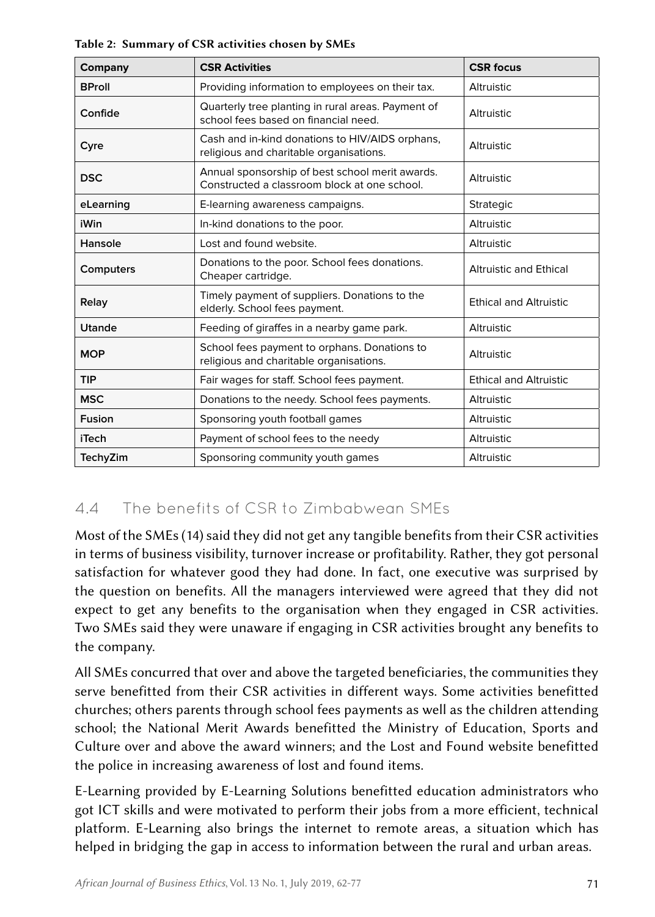**Table 2: Summary of CSR activities chosen by SMEs**

| Company | CSR Activities | CSR focus |
|---|---|---|
| BProll | Providing information to employees on their tax. | Altruistic |
| Confide | Quarterly tree planting in rural areas. Payment of school fees based on financial need. | Altruistic |
| Cyre | Cash and in-kind donations to HIV/AIDS orphans, religious and charitable organisations. | Altruistic |
| DSC | Annual sponsorship of best school merit awards. Constructed a classroom block at one school. | Altruistic |
| eLearning | E-learning awareness campaigns. | Strategic |
| iWin | In-kind donations to the poor. | Altruistic |
| Hansole | Lost and found website. | Altruistic |
| Computers | Donations to the poor. School fees donations. Cheaper cartridge. | Altruistic and Ethical |
| Relay | Timely payment of suppliers. Donations to the elderly. School fees payment. | Ethical and Altruistic |
| Utande | Feeding of giraffes in a nearby game park. | Altruistic |
| MOP | School fees payment to orphans. Donations to religious and charitable organisations. | Altruistic |
| TIP | Fair wages for staff. School fees payment. | Ethical and Altruistic |
| MSC | Donations to the needy. School fees payments. | Altruistic |
| Fusion | Sponsoring youth football games | Altruistic |
| iTech | Payment of school fees to the needy | Altruistic |
| TechyZim | Sponsoring community youth games | Altruistic |

## 4.4 The benefits of CSR to Zimbabwean SMEs

Most of the SMEs (14) said they did not get any tangible benefits from their CSR activities in terms of business visibility, turnover increase or profitability. Rather, they got personal satisfaction for whatever good they had done. In fact, one executive was surprised by the question on benefits. All the managers interviewed were agreed that they did not expect to get any benefits to the organisation when they engaged in CSR activities. Two SMEs said they were unaware if engaging in CSR activities brought any benefits to the company.

All SMEs concurred that over and above the targeted beneficiaries, the communities they serve benefitted from their CSR activities in different ways. Some activities benefitted churches; others parents through school fees payments as well as the children attending school; the National Merit Awards benefitted the Ministry of Education, Sports and Culture over and above the award winners; and the Lost and Found website benefitted the police in increasing awareness of lost and found items.

E-Learning provided by E-Learning Solutions benefitted education administrators who got ICT skills and were motivated to perform their jobs from a more efficient, technical platform. E-Learning also brings the internet to remote areas, a situation which has helped in bridging the gap in access to information between the rural and urban areas.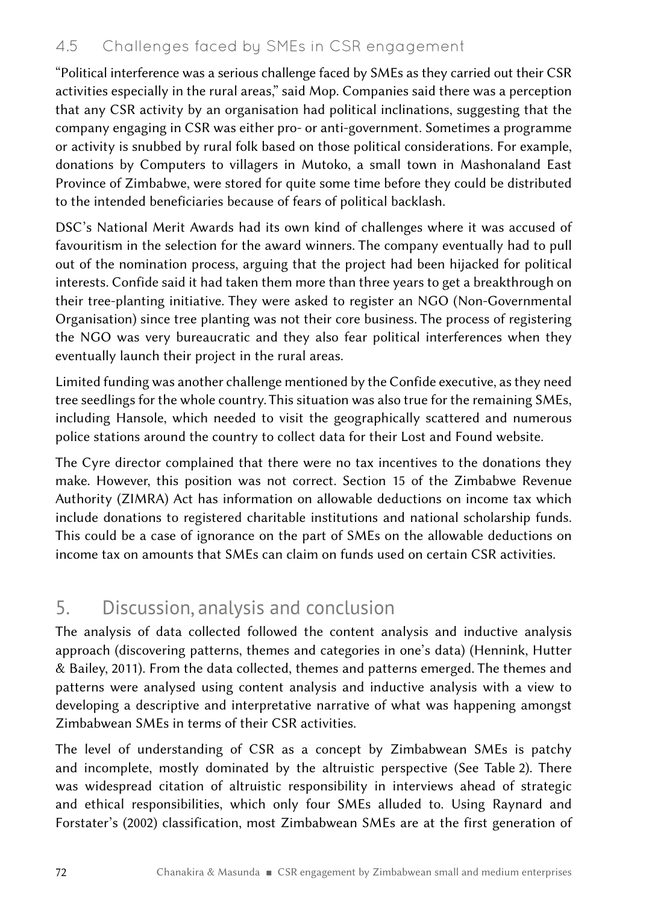### 4.5 Challenges faced by SMEs in CSR engagement

"Political interference was a serious challenge faced by SMEs as they carried out their CSR activities especially in the rural areas," said Mop. Companies said there was a perception that any CSR activity by an organisation had political inclinations, suggesting that the company engaging in CSR was either pro- or anti-government. Sometimes a programme or activity is snubbed by rural folk based on those political considerations. For example, donations by Computers to villagers in Mutoko, a small town in Mashonaland East Province of Zimbabwe, were stored for quite some time before they could be distributed to the intended beneficiaries because of fears of political backlash.

DSC's National Merit Awards had its own kind of challenges where it was accused of favouritism in the selection for the award winners. The company eventually had to pull out of the nomination process, arguing that the project had been hijacked for political interests. Confide said it had taken them more than three years to get a breakthrough on their tree-planting initiative. They were asked to register an NGO (Non-Governmental Organisation) since tree planting was not their core business. The process of registering the NGO was very bureaucratic and they also fear political interferences when they eventually launch their project in the rural areas.

Limited funding was another challenge mentioned by the Confide executive, as they need tree seedlings for the whole country. This situation was also true for the remaining SMEs, including Hansole, which needed to visit the geographically scattered and numerous police stations around the country to collect data for their Lost and Found website.

The Cyre director complained that there were no tax incentives to the donations they make. However, this position was not correct. Section 15 of the Zimbabwe Revenue Authority (ZIMRA) Act has information on allowable deductions on income tax which include donations to registered charitable institutions and national scholarship funds. This could be a case of ignorance on the part of SMEs on the allowable deductions on income tax on amounts that SMEs can claim on funds used on certain CSR activities.

## 5. Discussion, analysis and conclusion

The analysis of data collected followed the content analysis and inductive analysis approach (discovering patterns, themes and categories in one's data) (Hennink, Hutter & Bailey, 2011). From the data collected, themes and patterns emerged. The themes and patterns were analysed using content analysis and inductive analysis with a view to developing a descriptive and interpretative narrative of what was happening amongst Zimbabwean SMEs in terms of their CSR activities.

The level of understanding of CSR as a concept by Zimbabwean SMEs is patchy and incomplete, mostly dominated by the altruistic perspective (See Table 2). There was widespread citation of altruistic responsibility in interviews ahead of strategic and ethical responsibilities, which only four SMEs alluded to. Using Raynard and Forstater's (2002) classification, most Zimbabwean SMEs are at the first generation of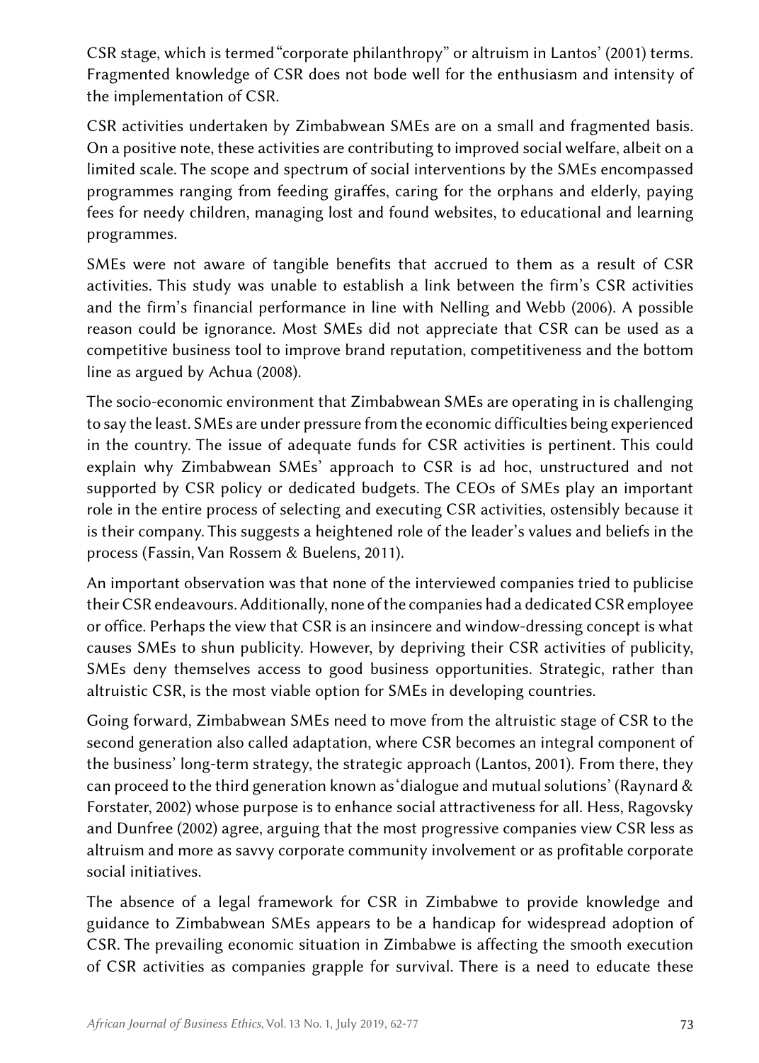CSR stage, which is termed "corporate philanthropy" or altruism in Lantos' (2001) terms. Fragmented knowledge of CSR does not bode well for the enthusiasm and intensity of the implementation of CSR.

CSR activities undertaken by Zimbabwean SMEs are on a small and fragmented basis. On a positive note, these activities are contributing to improved social welfare, albeit on a limited scale. The scope and spectrum of social interventions by the SMEs encompassed programmes ranging from feeding giraffes, caring for the orphans and elderly, paying fees for needy children, managing lost and found websites, to educational and learning programmes.

SMEs were not aware of tangible benefits that accrued to them as a result of CSR activities. This study was unable to establish a link between the firm's CSR activities and the firm's financial performance in line with Nelling and Webb (2006). A possible reason could be ignorance. Most SMEs did not appreciate that CSR can be used as a competitive business tool to improve brand reputation, competitiveness and the bottom line as argued by Achua (2008).

The socio-economic environment that Zimbabwean SMEs are operating in is challenging to say the least. SMEs are under pressure from the economic difficulties being experienced in the country. The issue of adequate funds for CSR activities is pertinent. This could explain why Zimbabwean SMEs' approach to CSR is ad hoc, unstructured and not supported by CSR policy or dedicated budgets. The CEOs of SMEs play an important role in the entire process of selecting and executing CSR activities, ostensibly because it is their company. This suggests a heightened role of the leader's values and beliefs in the process (Fassin, Van Rossem & Buelens, 2011).

An important observation was that none of the interviewed companies tried to publicise their CSR endeavours. Additionally, none of the companies had a dedicated CSR employee or office. Perhaps the view that CSR is an insincere and window-dressing concept is what causes SMEs to shun publicity. However, by depriving their CSR activities of publicity, SMEs deny themselves access to good business opportunities. Strategic, rather than altruistic CSR, is the most viable option for SMEs in developing countries.

Going forward, Zimbabwean SMEs need to move from the altruistic stage of CSR to the second generation also called adaptation, where CSR becomes an integral component of the business' long-term strategy, the strategic approach (Lantos, 2001). From there, they can proceed to the third generation known as 'dialogue and mutual solutions' (Raynard & Forstater, 2002) whose purpose is to enhance social attractiveness for all. Hess, Ragovsky and Dunfree (2002) agree, arguing that the most progressive companies view CSR less as altruism and more as savvy corporate community involvement or as profitable corporate social initiatives.

The absence of a legal framework for CSR in Zimbabwe to provide knowledge and guidance to Zimbabwean SMEs appears to be a handicap for widespread adoption of CSR. The prevailing economic situation in Zimbabwe is affecting the smooth execution of CSR activities as companies grapple for survival. There is a need to educate these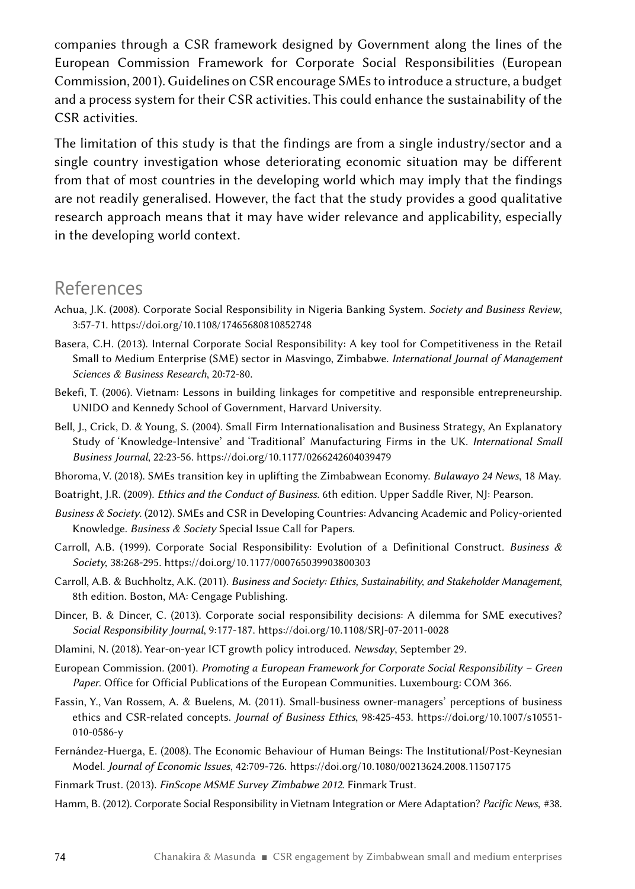companies through a CSR framework designed by Government along the lines of the European Commission Framework for Corporate Social Responsibilities (European Commission, 2001). Guidelines on CSR encourage SMEs to introduce a structure, a budget and a process system for their CSR activities. This could enhance the sustainability of the CSR activities.

The limitation of this study is that the findings are from a single industry/sector and a single country investigation whose deteriorating economic situation may be different from that of most countries in the developing world which may imply that the findings are not readily generalised. However, the fact that the study provides a good qualitative research approach means that it may have wider relevance and applicability, especially in the developing world context.

## References

Achua, J.K. (2008). Corporate Social Responsibility in Nigeria Banking System. *Society and Business Review*, 3:57-71. https://doi.org/10.1108/17465680810852748

Basera, C.H. (2013). Internal Corporate Social Responsibility: A key tool for Competitiveness in the Retail Small to Medium Enterprise (SME) sector in Masvingo, Zimbabwe. *International Journal of Management Sciences & Business Research*, 20:72-80.

Bekefi, T. (2006). Vietnam: Lessons in building linkages for competitive and responsible entrepreneurship. UNIDO and Kennedy School of Government, Harvard University.

Bell, J., Crick, D. & Young, S. (2004). Small Firm Internationalisation and Business Strategy, An Explanatory Study of 'Knowledge-Intensive' and 'Traditional' Manufacturing Firms in the UK. *International Small Business Journal*, 22:23-56. https://doi.org/10.1177/0266242604039479

Bhoroma, V. (2018). SMEs transition key in uplifting the Zimbabwean Economy. *Bulawayo 24 News*, 18 May.

Boatright, J.R. (2009). *Ethics and the Conduct of Business*. 6th edition. Upper Saddle River, NJ: Pearson.

*Business & Society*. (2012). SMEs and CSR in Developing Countries: Advancing Academic and Policy-oriented Knowledge. *Business & Society* Special Issue Call for Papers.

Carroll, A.B. (1999). Corporate Social Responsibility: Evolution of a Definitional Construct. *Business & Society*, 38:268-295. https://doi.org/10.1177/000765039903800303

Carroll, A.B. & Buchholtz, A.K. (2011). *Business and Society: Ethics, Sustainability, and Stakeholder Management*, 8th edition. Boston, MA: Cengage Publishing.

Dincer, B. & Dincer, C. (2013). Corporate social responsibility decisions: A dilemma for SME executives? *Social Responsibility Journal*, 9:177-187. https://doi.org/10.1108/SRJ-07-2011-0028

Dlamini, N. (2018). Year-on-year ICT growth policy introduced. *Newsday*, September 29.

European Commission. (2001). *Promoting a European Framework for Corporate Social Responsibility – Green Paper*. Office for Official Publications of the European Communities. Luxembourg: COM 366.

Fassin, Y., Van Rossem, A. & Buelens, M. (2011). Small-business owner-managers' perceptions of business ethics and CSR-related concepts. *Journal of Business Ethics*, 98:425-453. https://doi.org/10.1007/s10551-010-0586-y

Fernández-Huerga, E. (2008). The Economic Behaviour of Human Beings: The Institutional/Post-Keynesian Model. *Journal of Economic Issues*, 42:709-726. https://doi.org/10.1080/00213624.2008.11507175

Finmark Trust. (2013). *FinScope MSME Survey Zimbabwe 2012*. Finmark Trust.

Hamm, B. (2012). Corporate Social Responsibility in Vietnam Integration or Mere Adaptation? *Pacific News*, #38.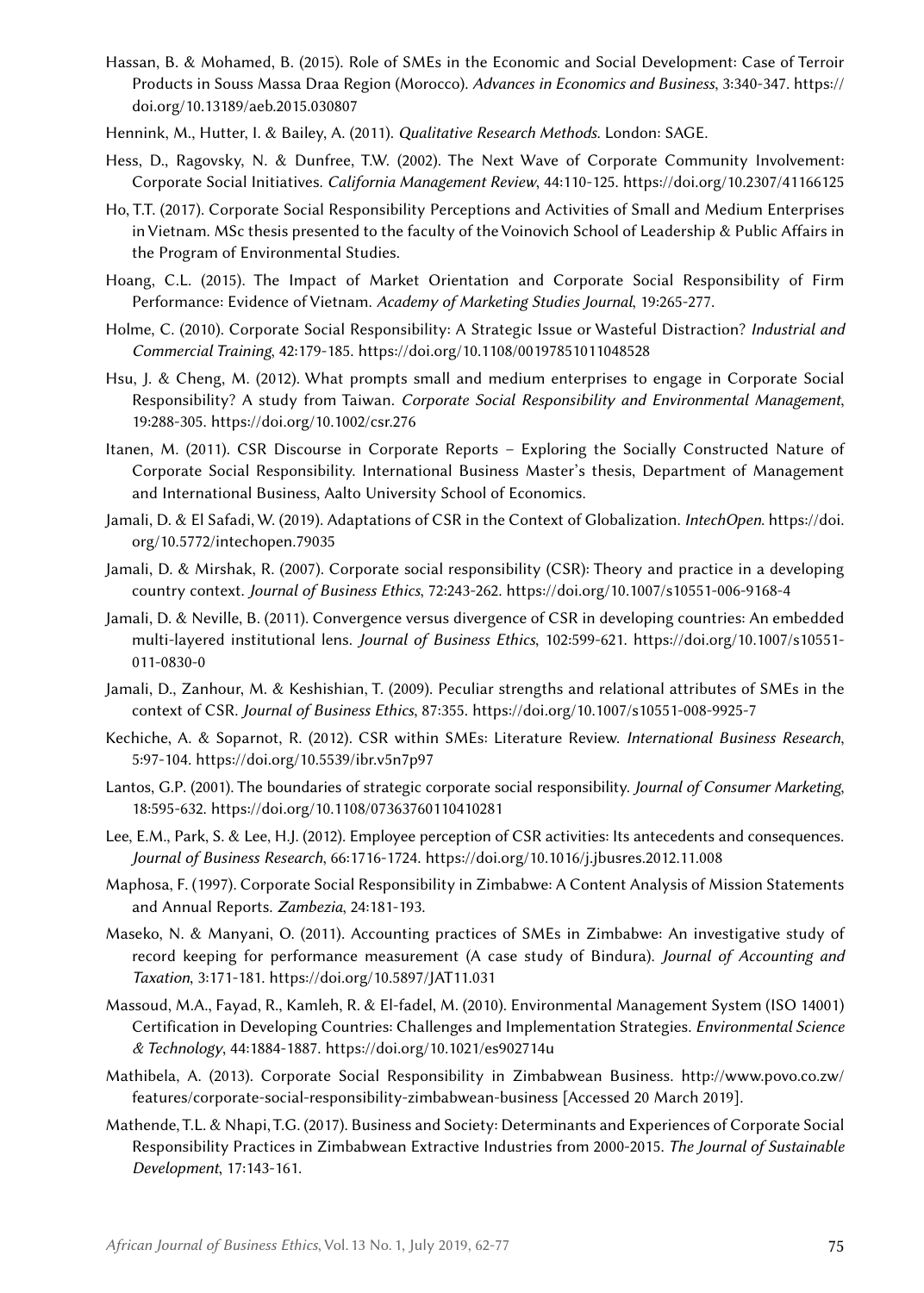Hassan, B. & Mohamed, B. (2015). Role of SMEs in the Economic and Social Development: Case of Terroir Products in Souss Massa Draa Region (Morocco). *Advances in Economics and Business*, 3:340-347. https://doi.org/10.13189/aeb.2015.030807

Hennink, M., Hutter, I. & Bailey, A. (2011). *Qualitative Research Methods*. London: SAGE.

Hess, D., Ragovsky, N. & Dunfree, T.W. (2002). The Next Wave of Corporate Community Involvement: Corporate Social Initiatives. *California Management Review*, 44:110-125. https://doi.org/10.2307/41166125

Ho, T.T. (2017). Corporate Social Responsibility Perceptions and Activities of Small and Medium Enterprises in Vietnam. MSc thesis presented to the faculty of the Voinovich School of Leadership & Public Affairs in the Program of Environmental Studies.

Hoang, C.L. (2015). The Impact of Market Orientation and Corporate Social Responsibility of Firm Performance: Evidence of Vietnam. *Academy of Marketing Studies Journal*, 19:265-277.

Holme, C. (2010). Corporate Social Responsibility: A Strategic Issue or Wasteful Distraction? *Industrial and Commercial Training*, 42:179-185. https://doi.org/10.1108/00197851011048528

Hsu, J. & Cheng, M. (2012). What prompts small and medium enterprises to engage in Corporate Social Responsibility? A study from Taiwan. *Corporate Social Responsibility and Environmental Management*, 19:288-305. https://doi.org/10.1002/csr.276

Itanen, M. (2011). CSR Discourse in Corporate Reports – Exploring the Socially Constructed Nature of Corporate Social Responsibility. International Business Master's thesis, Department of Management and International Business, Aalto University School of Economics.

Jamali, D. & El Safadi, W. (2019). Adaptations of CSR in the Context of Globalization. *IntechOpen*. https://doi.org/10.5772/intechopen.79035

Jamali, D. & Mirshak, R. (2007). Corporate social responsibility (CSR): Theory and practice in a developing country context. *Journal of Business Ethics*, 72:243-262. https://doi.org/10.1007/s10551-006-9168-4

Jamali, D. & Neville, B. (2011). Convergence versus divergence of CSR in developing countries: An embedded multi-layered institutional lens. *Journal of Business Ethics*, 102:599-621. https://doi.org/10.1007/s10551-011-0830-0

Jamali, D., Zanhour, M. & Keshishian, T. (2009). Peculiar strengths and relational attributes of SMEs in the context of CSR. *Journal of Business Ethics*, 87:355. https://doi.org/10.1007/s10551-008-9925-7

Kechiche, A. & Soparnot, R. (2012). CSR within SMEs: Literature Review. *International Business Research*, 5:97-104. https://doi.org/10.5539/ibr.v5n7p97

Lantos, G.P. (2001). The boundaries of strategic corporate social responsibility. *Journal of Consumer Marketing*, 18:595-632. https://doi.org/10.1108/07363760110410281

Lee, E.M., Park, S. & Lee, H.J. (2012). Employee perception of CSR activities: Its antecedents and consequences. *Journal of Business Research*, 66:1716-1724. https://doi.org/10.1016/j.jbusres.2012.11.008

Maphosa, F. (1997). Corporate Social Responsibility in Zimbabwe: A Content Analysis of Mission Statements and Annual Reports. *Zambezia*, 24:181-193.

Maseko, N. & Manyani, O. (2011). Accounting practices of SMEs in Zimbabwe: An investigative study of record keeping for performance measurement (A case study of Bindura). *Journal of Accounting and Taxation*, 3:171-181. https://doi.org/10.5897/JAT11.031

Massoud, M.A., Fayad, R., Kamleh, R. & El-fadel, M. (2010). Environmental Management System (ISO 14001) Certification in Developing Countries: Challenges and Implementation Strategies. *Environmental Science & Technology*, 44:1884-1887. https://doi.org/10.1021/es902714u

Mathibela, A. (2013). Corporate Social Responsibility in Zimbabwean Business. http://www.povo.co.zw/features/corporate-social-responsibility-zimbabwean-business [Accessed 20 March 2019].

Mathende, T.L. & Nhapi, T.G. (2017). Business and Society: Determinants and Experiences of Corporate Social Responsibility Practices in Zimbabwean Extractive Industries from 2000-2015. *The Journal of Sustainable Development*, 17:143-161.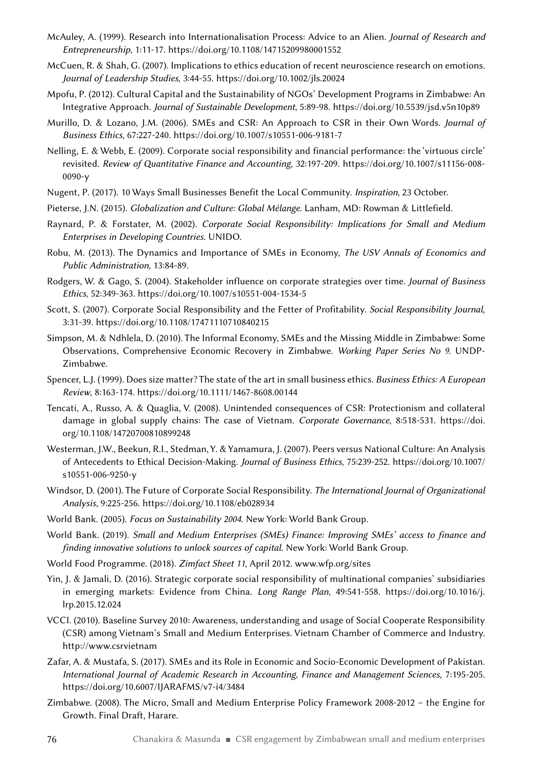McAuley, A. (1999). Research into Internationalisation Process: Advice to an Alien. *Journal of Research and Entrepreneurship,* 1:11-17. https://doi.org/10.1108/14715209980001552

McCuen, R. & Shah, G. (2007). Implications to ethics education of recent neuroscience research on emotions. *Journal of Leadership Studies*, 3:44-55. https://doi.org/10.1002/jls.20024

Mpofu, P. (2012). Cultural Capital and the Sustainability of NGOs' Development Programs in Zimbabwe: An Integrative Approach. *Journal of Sustainable Development*, 5:89-98. https://doi.org/10.5539/jsd.v5n10p89

Murillo, D. & Lozano, J.M. (2006). SMEs and CSR: An Approach to CSR in their Own Words. *Journal of Business Ethics*, 67:227-240. https://doi.org/10.1007/s10551-006-9181-7

Nelling, E. & Webb, E. (2009). Corporate social responsibility and financial performance: the 'virtuous circle' revisited. *Review of Quantitative Finance and Accounting*, 32:197-209. https://doi.org/10.1007/s11156-008-0090-y

Nugent, P. (2017). 10 Ways Small Businesses Benefit the Local Community. *Inspiration*, 23 October.

Pieterse, J.N. (2015). *Globalization and Culture: Global Mélange*. Lanham, MD: Rowman & Littlefield.

Raynard, P. & Forstater, M. (2002). *Corporate Social Responsibility: Implications for Small and Medium Enterprises in Developing Countries*. UNIDO.

Robu, M. (2013). The Dynamics and Importance of SMEs in Economy, *The USV Annals of Economics and Public Administration*, 13:84-89.

Rodgers, W. & Gago, S. (2004). Stakeholder influence on corporate strategies over time. *Journal of Business Ethics*, 52:349-363. https://doi.org/10.1007/s10551-004-1534-5

Scott, S. (2007). Corporate Social Responsibility and the Fetter of Profitability. *Social Responsibility Journal*, 3:31-39. https://doi.org/10.1108/17471110710840215

Simpson, M. & Ndhlela, D. (2010). The Informal Economy, SMEs and the Missing Middle in Zimbabwe: Some Observations, Comprehensive Economic Recovery in Zimbabwe. *Working Paper Series No 9*. UNDP-Zimbabwe.

Spencer, L.J. (1999). Does size matter? The state of the art in small business ethics. *Business Ethics: A European Review*, 8:163-174. https://doi.org/10.1111/1467-8608.00144

Tencati, A., Russo, A. & Quaglia, V. (2008). Unintended consequences of CSR: Protectionism and collateral damage in global supply chains: The case of Vietnam. *Corporate Governance*, 8:518-531. https://doi.org/10.1108/14720700810899248

Westerman, J.W., Beekun, R.I., Stedman, Y. & Yamamura, J. (2007). Peers versus National Culture: An Analysis of Antecedents to Ethical Decision-Making. *Journal of Business Ethics*, 75:239-252. https://doi.org/10.1007/s10551-006-9250-y

Windsor, D. (2001). The Future of Corporate Social Responsibility. *The International Journal of Organizational Analysis*, 9:225-256. https://doi.org/10.1108/eb028934

World Bank. (2005). *Focus on Sustainability 2004*. New York: World Bank Group.

World Bank. (2019). *Small and Medium Enterprises (SMEs) Finance: Improving SMEs' access to finance and finding innovative solutions to unlock sources of capital*. New York: World Bank Group.

World Food Programme. (2018). *Zimfact Sheet 11*, April 2012. www.wfp.org/sites

Yin, J. & Jamali, D. (2016). Strategic corporate social responsibility of multinational companies' subsidiaries in emerging markets: Evidence from China. *Long Range Plan*, 49:541-558. https://doi.org/10.1016/j.lrp.2015.12.024

VCCI. (2010). Baseline Survey 2010: Awareness, understanding and usage of Social Cooperate Responsibility (CSR) among Vietnam's Small and Medium Enterprises. Vietnam Chamber of Commerce and Industry. http://www.csrvietnam

Zafar, A. & Mustafa, S. (2017). SMEs and its Role in Economic and Socio-Economic Development of Pakistan. *International Journal of Academic Research in Accounting, Finance and Management Sciences*, 7:195-205. https://doi.org/10.6007/IJARAFMS/v7-i4/3484

Zimbabwe. (2008). The Micro, Small and Medium Enterprise Policy Framework 2008-2012 – the Engine for Growth. Final Draft, Harare.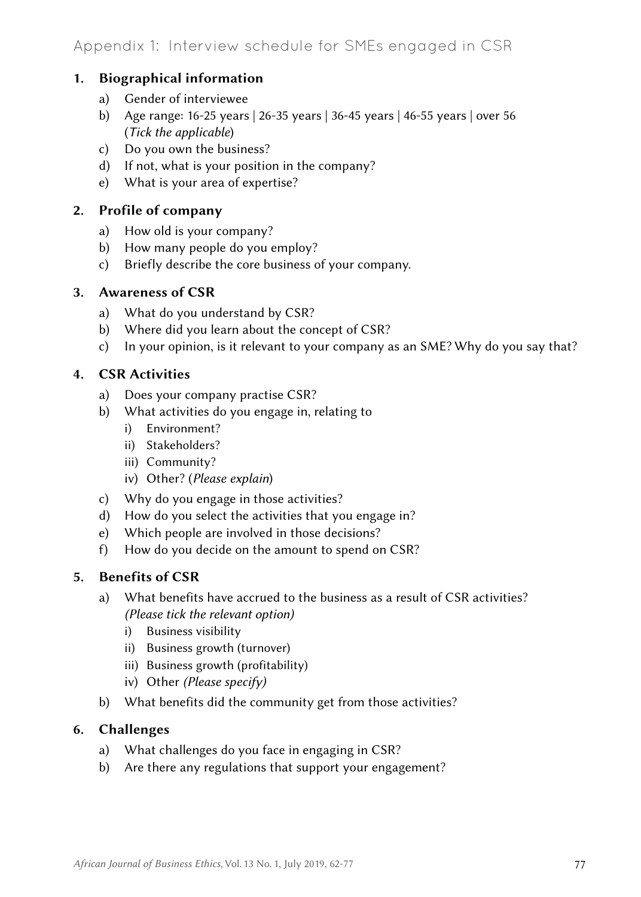# Appendix 1: Interview schedule for SMEs engaged in CSR

## 1. Biographical information

a) Gender of interviewee

b) Age range: 16-25 years | 26-35 years | 36-45 years | 46-55 years | over 56 (*Tick the applicable*)

c) Do you own the business?

d) If not, what is your position in the company?

e) What is your area of expertise?

## 2. Profile of company

a) How old is your company?

b) How many people do you employ?

c) Briefly describe the core business of your company.

## 3. Awareness of CSR

a) What do you understand by CSR?

b) Where did you learn about the concept of CSR?

c) In your opinion, is it relevant to your company as an SME? Why do you say that?

## 4. CSR Activities

a) Does your company practise CSR?

b) What activities do you engage in, relating to

   i) Environment?

   ii) Stakeholders?

   iii) Community?

   iv) Other? (*Please explain*)

c) Why do you engage in those activities?

d) How do you select the activities that you engage in?

e) Which people are involved in those decisions?

f) How do you decide on the amount to spend on CSR?

## 5. Benefits of CSR

a) What benefits have accrued to the business as a result of CSR activities? *(Please tick the relevant option)*

   i) Business visibility

   ii) Business growth (turnover)

   iii) Business growth (profitability)

   iv) Other *(Please specify)*

b) What benefits did the community get from those activities?

## 6. Challenges

a) What challenges do you face in engaging in CSR?

b) Are there any regulations that support your engagement?